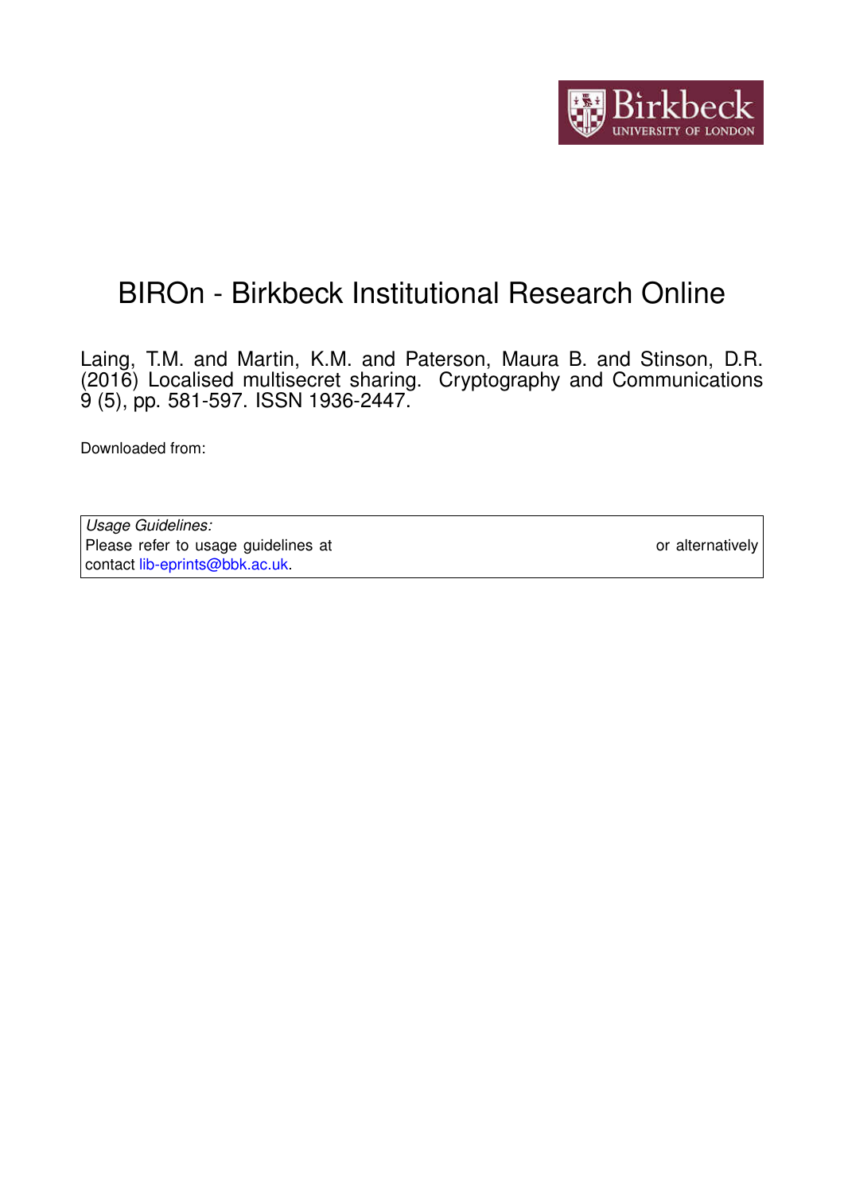# BIROn - Birkbeck Institutional Research Online

Laing, T.M. and Martin, K.M. and Paterson, Maura B. and Stinson, D.R. (2016) Localised multisecret sharing. Cryptography and Communications 9 (5), pp. 581-597. ISSN 1936-2447.

Downloaded from:

| *Usage Guidelines:* |
| --- |
| Please refer to usage guidelines at or alternatively contact lib-eprints@bbk.ac.uk. |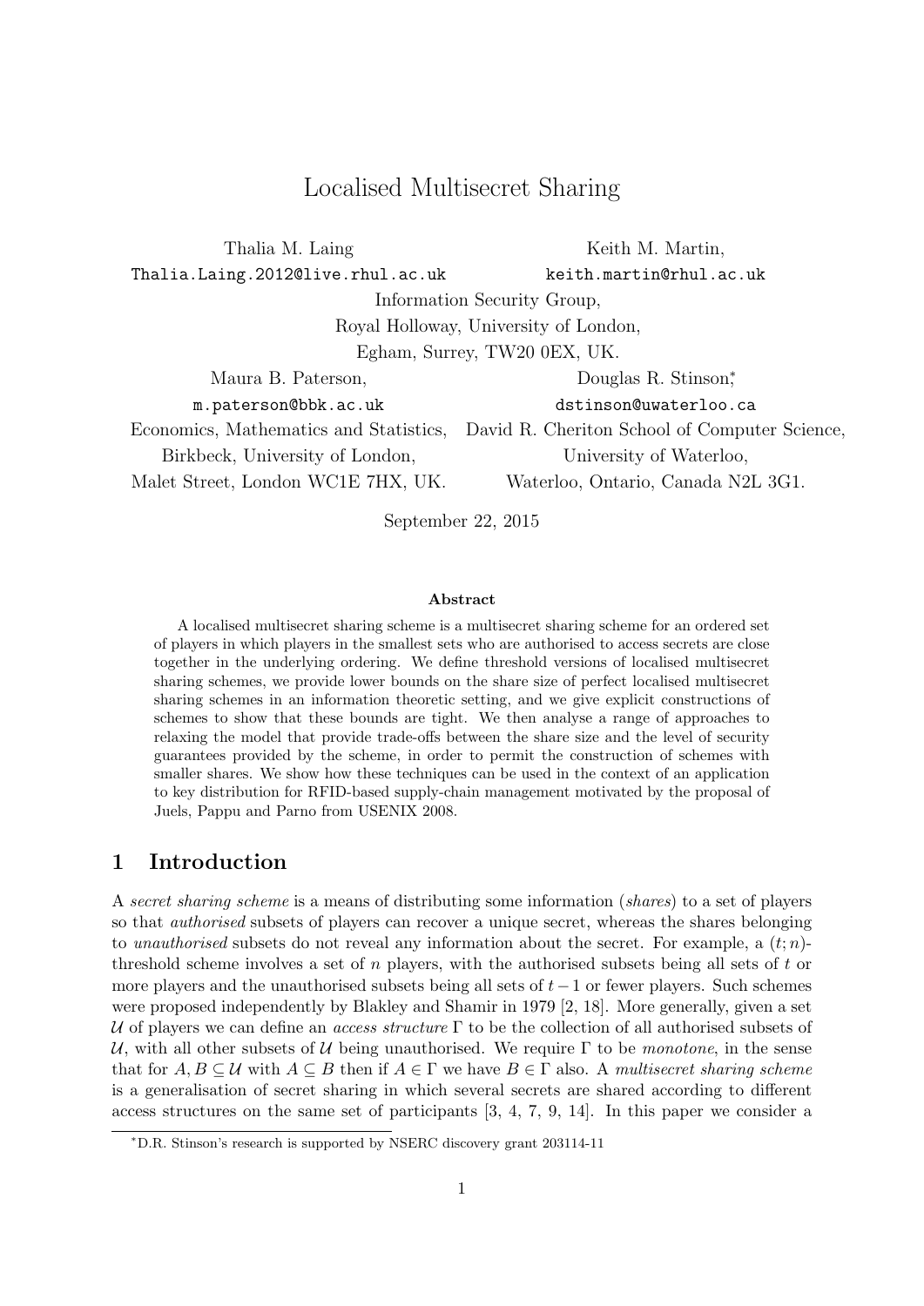# Localised Multisecret Sharing

Thalia M. Laing
Thalia.Laing.2012@live.rhul.ac.uk

Keith M. Martin,
keith.martin@rhul.ac.uk

Information Security Group,
Royal Holloway, University of London,
Egham, Surrey, TW20 0EX, UK.

Maura B. Paterson,
m.paterson@bbk.ac.uk
Economics, Mathematics and Statistics,
Birkbeck, University of London,
Malet Street, London WC1E 7HX, UK.

Douglas R. Stinson,[*]
dstinson@uwaterloo.ca
David R. Cheriton School of Computer Science,
University of Waterloo,
Waterloo, Ontario, Canada N2L 3G1.

September 22, 2015

**Abstract**

A localised multisecret sharing scheme is a multisecret sharing scheme for an ordered set of players in which players in the smallest sets who are authorised to access secrets are close together in the underlying ordering. We define threshold versions of localised multisecret sharing schemes, we provide lower bounds on the share size of perfect localised multisecret sharing schemes in an information theoretic setting, and we give explicit constructions of schemes to show that these bounds are tight. We then analyse a range of approaches to relaxing the model that provide trade-offs between the share size and the level of security guarantees provided by the scheme, in order to permit the construction of schemes with smaller shares. We show how these techniques can be used in the context of an application to key distribution for RFID-based supply-chain management motivated by the proposal of Juels, Pappu and Parno from USENIX 2008.

## 1 Introduction

A *secret sharing scheme* is a means of distributing some information (*shares*) to a set of players so that *authorised* subsets of players can recover a unique secret, whereas the shares belonging to *unauthorised* subsets do not reveal any information about the secret. For example, a $(t;n)$-threshold scheme involves a set of $n$ players, with the authorised subsets being all sets of $t$ or more players and the unauthorised subsets being all sets of $t-1$ or fewer players. Such schemes were proposed independently by Blakley and Shamir in 1979 [2, 18]. More generally, given a set $\mathcal{U}$ of players we can define an *access structure* $\Gamma$ to be the collection of all authorised subsets of $\mathcal{U}$, with all other subsets of $\mathcal{U}$ being unauthorised. We require $\Gamma$ to be *monotone*, in the sense that for $A, B \subseteq \mathcal{U}$ with $A \subseteq B$ then if $A \in \Gamma$ we have $B \in \Gamma$ also. A *multisecret sharing scheme* is a generalisation of secret sharing in which several secrets are shared according to different access structures on the same set of participants [3, 4, 7, 9, 14]. In this paper we consider a

---

[*] D.R. Stinson's research is supported by NSERC discovery grant 203114-11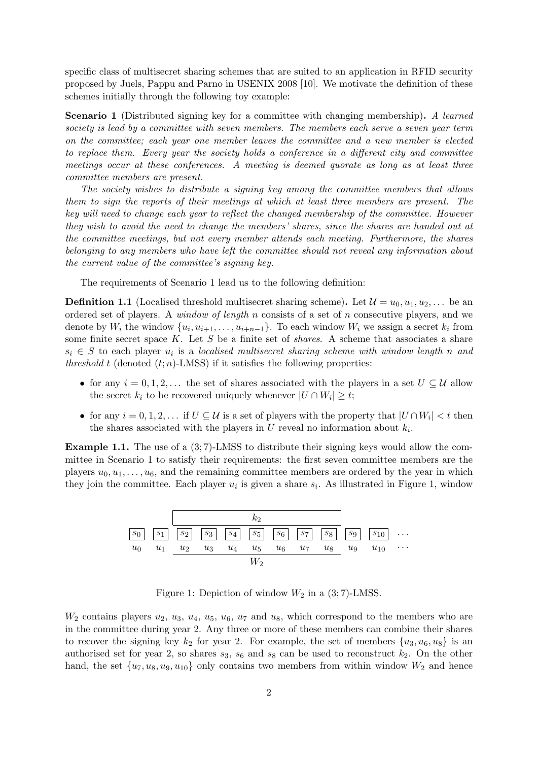specific class of multisecret sharing schemes that are suited to an application in RFID security proposed by Juels, Pappu and Parno in USENIX 2008 [10]. We motivate the definition of these schemes initially through the following toy example:

**Scenario 1** (Distributed signing key for a committee with changing membership)**.** *A learned society is lead by a committee with seven members. The members each serve a seven year term on the committee; each year one member leaves the committee and a new member is elected to replace them. Every year the society holds a conference in a different city and committee meetings occur at these conferences. A meeting is deemed quorate as long as at least three committee members are present.*

*The society wishes to distribute a signing key among the committee members that allows them to sign the reports of their meetings at which at least three members are present. The key will need to change each year to reflect the changed membership of the committee. However they wish to avoid the need to change the members' shares, since the shares are handed out at the committee meetings, but not every member attends each meeting. Furthermore, the shares belonging to any members who have left the committee should not reveal any information about the current value of the committee's signing key.*

The requirements of Scenario 1 lead us to the following definition:

**Definition 1.1** (Localised threshold multisecret sharing scheme)**.** Let $\mathcal{U} = u_0, u_1, u_2, \dots$ be an ordered set of players. A *window of length* $n$ consists of a set of $n$ consecutive players, and we denote by $W_i$ the window $\{u_i, u_{i+1}, \dots, u_{i+n-1}\}$. To each window $W_i$ we assign a secret $k_i$ from some finite secret space $K$. Let $S$ be a finite set of *shares*. A scheme that associates a share $s_i \in S$ to each player $u_i$ is a *localised multisecret sharing scheme with window length* $n$ *and threshold* $t$ (denoted $(t;n)$-LMSS) if it satisfies the following properties:

- for any $i = 0, 1, 2, \dots$ the set of shares associated with the players in a set $U \subseteq \mathcal{U}$ allow the secret $k_i$ to be recovered uniquely whenever $|U \cap W_i| \geq t$;
- for any $i = 0, 1, 2, \dots$ if $U \subseteq \mathcal{U}$ is a set of players with the property that $|U \cap W_i| < t$ then the shares associated with the players in $U$ reveal no information about $k_i$.

**Example 1.1.** The use of a $(3;7)$-LMSS to distribute their signing keys would allow the committee in Scenario 1 to satisfy their requirements: the first seven committee members are the players $u_0, u_1, \dots, u_6$, and the remaining committee members are ordered by the year in which they join the committee. Each player $u_i$ is given a share $s_i$. As illustrated in Figure 1, window

| | | $k_2$ | | | | | | | | | |
|---|---|---|---|---|---|---|---|---|---|---|---|
| $s_0$ | $s_1$ | $s_2$ | $s_3$ | $s_4$ | $s_5$ | $s_6$ | $s_7$ | $s_8$ | $s_9$ | $s_{10}$ | $\dots$ |
| $u_0$ | $u_1$ | $u_2$ | $u_3$ | $u_4$ | $u_5$ | $u_6$ | $u_7$ | $u_8$ | $u_9$ | $u_{10}$ | $\dots$ |
| | | $W_2$ | | | | | | | | | |

Figure 1: Depiction of window $W_2$ in a $(3;7)$-LMSS.

$W_2$ contains players $u_2$, $u_3$, $u_4$, $u_5$, $u_6$, $u_7$ and $u_8$, which correspond to the members who are in the committee during year 2. Any three or more of these members can combine their shares to recover the signing key $k_2$ for year 2. For example, the set of members $\{u_3, u_6, u_8\}$ is an authorised set for year 2, so shares $s_3$, $s_6$ and $s_8$ can be used to reconstruct $k_2$. On the other hand, the set $\{u_7, u_8, u_9, u_{10}\}$ only contains two members from within window $W_2$ and hence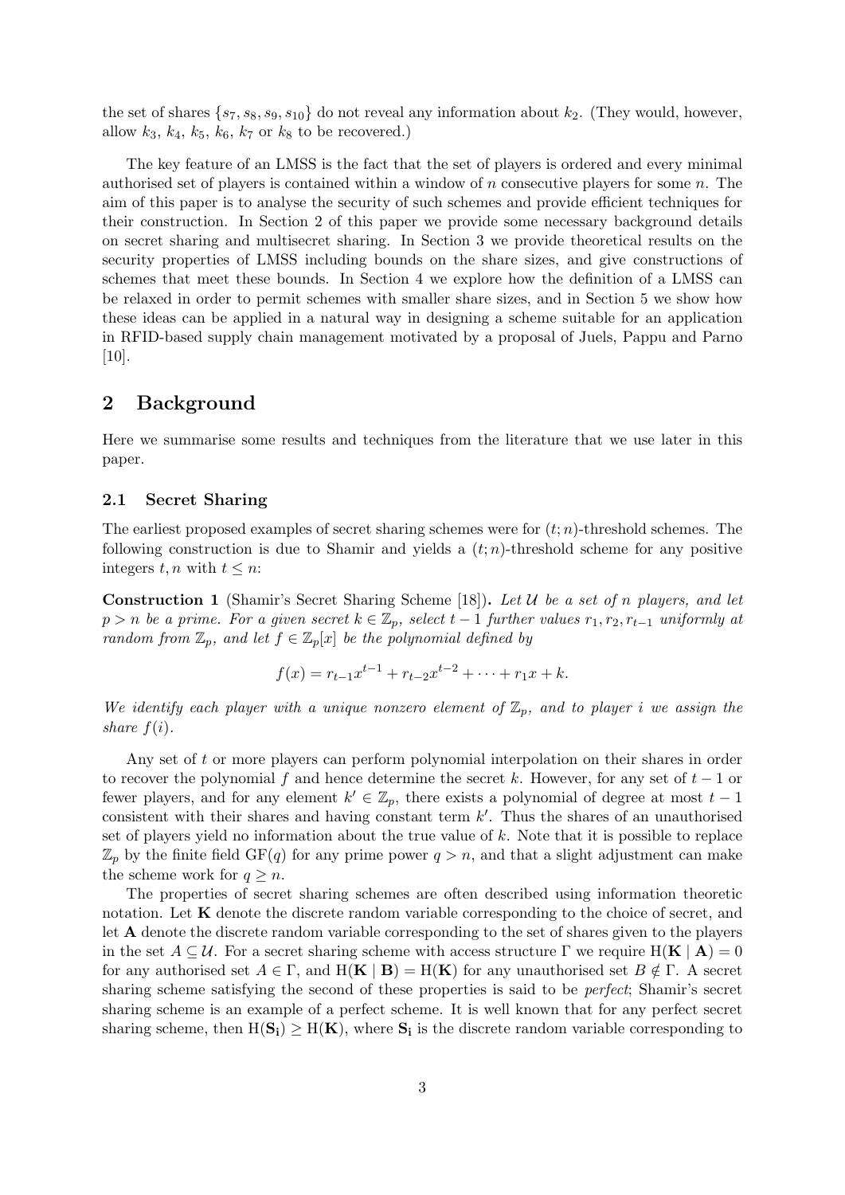the set of shares $\{s_7, s_8, s_9, s_{10}\}$ do not reveal any information about $k_2$. (They would, however, allow $k_3$, $k_4$, $k_5$, $k_6$, $k_7$ or $k_8$ to be recovered.)

The key feature of an LMSS is the fact that the set of players is ordered and every minimal authorised set of players is contained within a window of $n$ consecutive players for some $n$. The aim of this paper is to analyse the security of such schemes and provide efficient techniques for their construction. In Section 2 of this paper we provide some necessary background details on secret sharing and multisecret sharing. In Section 3 we provide theoretical results on the security properties of LMSS including bounds on the share sizes, and give constructions of schemes that meet these bounds. In Section 4 we explore how the definition of a LMSS can be relaxed in order to permit schemes with smaller share sizes, and in Section 5 we show how these ideas can be applied in a natural way in designing a scheme suitable for an application in RFID-based supply chain management motivated by a proposal of Juels, Pappu and Parno [10].

## 2 Background

Here we summarise some results and techniques from the literature that we use later in this paper.

### 2.1 Secret Sharing

The earliest proposed examples of secret sharing schemes were for $(t; n)$-threshold schemes. The following construction is due to Shamir and yields a $(t; n)$-threshold scheme for any positive integers $t, n$ with $t \leq n$:

**Construction 1** (Shamir's Secret Sharing Scheme [18])**.** *Let $\mathcal{U}$ be a set of $n$ players, and let $p > n$ be a prime. For a given secret $k \in \mathbb{Z}_p$, select $t-1$ further values $r_1, r_2, r_{t-1}$ uniformly at random from $\mathbb{Z}_p$, and let $f \in \mathbb{Z}_p[x]$ be the polynomial defined by*

$$f(x) = r_{t-1}x^{t-1} + r_{t-2}x^{t-2} + \cdots + r_1 x + k.$$

*We identify each player with a unique nonzero element of $\mathbb{Z}_p$, and to player $i$ we assign the share $f(i)$.*

Any set of $t$ or more players can perform polynomial interpolation on their shares in order to recover the polynomial $f$ and hence determine the secret $k$. However, for any set of $t-1$ or fewer players, and for any element $k' \in \mathbb{Z}_p$, there exists a polynomial of degree at most $t-1$ consistent with their shares and having constant term $k'$. Thus the shares of an unauthorised set of players yield no information about the true value of $k$. Note that it is possible to replace $\mathbb{Z}_p$ by the finite field $\mathrm{GF}(q)$ for any prime power $q > n$, and that a slight adjustment can make the scheme work for $q \geq n$.

The properties of secret sharing schemes are often described using information theoretic notation. Let $\mathbf{K}$ denote the discrete random variable corresponding to the choice of secret, and let $\mathbf{A}$ denote the discrete random variable corresponding to the set of shares given to the players in the set $A \subseteq \mathcal{U}$. For a secret sharing scheme with access structure $\Gamma$ we require $\mathrm{H}(\mathbf{K} \mid \mathbf{A}) = 0$ for any authorised set $A \in \Gamma$, and $\mathrm{H}(\mathbf{K} \mid \mathbf{B}) = \mathrm{H}(\mathbf{K})$ for any unauthorised set $B \notin \Gamma$. A secret sharing scheme satisfying the second of these properties is said to be *perfect*; Shamir's secret sharing scheme is an example of a perfect scheme. It is well known that for any perfect secret sharing scheme, then $\mathrm{H}(\mathbf{S_i}) \geq \mathrm{H}(\mathbf{K})$, where $\mathbf{S_i}$ is the discrete random variable corresponding to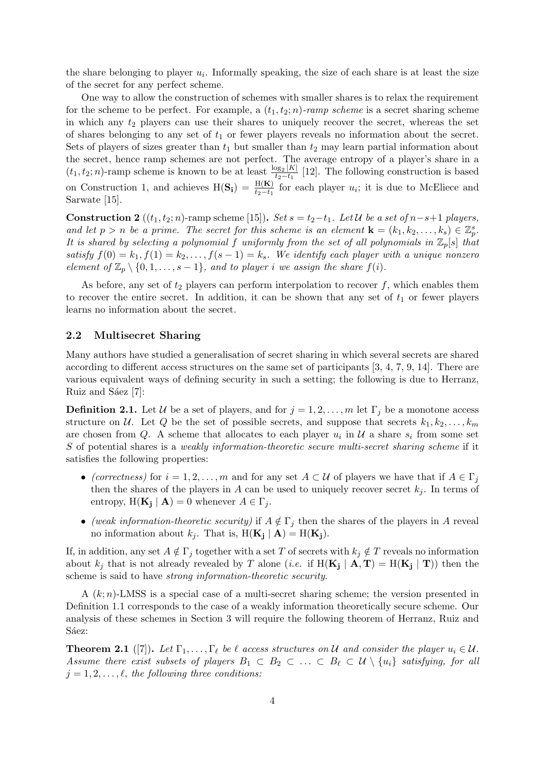the share belonging to player $u_i$. Informally speaking, the size of each share is at least the size of the secret for any perfect scheme.

One way to allow the construction of schemes with smaller shares is to relax the requirement for the scheme to be perfect. For example, a *$(t_1, t_2; n)$-ramp scheme* is a secret sharing scheme in which any $t_2$ players can use their shares to uniquely recover the secret, whereas the set of shares belonging to any set of $t_1$ or fewer players reveals no information about the secret. Sets of players of sizes greater than $t_1$ but smaller than $t_2$ may learn partial information about the secret, hence ramp schemes are not perfect. The average entropy of a player's share in a $(t_1, t_2; n)$-ramp scheme is known to be at least $\frac{\log_2 |K|}{t_2 - t_1}$ [12]. The following construction is based on Construction 1, and achieves $\mathrm{H}(\mathbf{S_i}) = \frac{\mathrm{H}(\mathbf{K})}{t_2 - t_1}$ for each player $u_i$; it is due to McEliece and Sarwate [15].

**Construction 2** (($t_1, t_2; n$)-ramp scheme [15])**.** *Set $s = t_2 - t_1$. Let $\mathcal{U}$ be a set of $n-s+1$ players, and let $p > n$ be a prime. The secret for this scheme is an element $\mathbf{k} = (k_1, k_2, \ldots, k_s) \in \mathbb{Z}_p^s$. It is shared by selecting a polynomial $f$ uniformly from the set of all polynomials in $\mathbb{Z}_p[s]$ that satisfy $f(0) = k_1, f(1) = k_2, \ldots, f(s-1) = k_s$. We identify each player with a unique nonzero element of $\mathbb{Z}_p \setminus \{0, 1, \ldots, s-1\}$, and to player $i$ we assign the share $f(i)$.*

As before, any set of $t_2$ players can perform interpolation to recover $f$, which enables them to recover the entire secret. In addition, it can be shown that any set of $t_1$ or fewer players learns no information about the secret.

## 2.2 Multisecret Sharing

Many authors have studied a generalisation of secret sharing in which several secrets are shared according to different access structures on the same set of participants [3, 4, 7, 9, 14]. There are various equivalent ways of defining security in such a setting; the following is due to Herranz, Ruiz and Sáez [7]:

**Definition 2.1.** Let $\mathcal{U}$ be a set of players, and for $j = 1, 2, \ldots, m$ let $\Gamma_j$ be a monotone access structure on $\mathcal{U}$. Let $Q$ be the set of possible secrets, and suppose that secrets $k_1, k_2, \ldots, k_m$ are chosen from $Q$. A scheme that allocates to each player $u_i$ in $\mathcal{U}$ a share $s_i$ from some set $S$ of potential shares is a *weakly information-theoretic secure multi-secret sharing scheme* if it satisfies the following properties:

- *(correctness)* for $i = 1, 2, \ldots, m$ and for any set $A \subset \mathcal{U}$ of players we have that if $A \in \Gamma_j$ then the shares of the players in $A$ can be used to uniquely recover secret $k_j$. In terms of entropy, $\mathrm{H}(\mathbf{K_j} \mid \mathbf{A}) = 0$ whenever $A \in \Gamma_j$.
- *(weak information-theoretic security)* if $A \notin \Gamma_j$ then the shares of the players in $A$ reveal no information about $k_j$. That is, $\mathrm{H}(\mathbf{K_j} \mid \mathbf{A}) = \mathrm{H}(\mathbf{K_j})$.

If, in addition, any set $A \notin \Gamma_j$ together with a set $T$ of secrets with $k_j \notin T$ reveals no information about $k_j$ that is not already revealed by $T$ alone (*i.e.* if $\mathrm{H}(\mathbf{K_j} \mid \mathbf{A}, \mathbf{T}) = \mathrm{H}(\mathbf{K_j} \mid \mathbf{T})$) then the scheme is said to have *strong information-theoretic security*.

A $(k; n)$-LMSS is a special case of a multi-secret sharing scheme; the version presented in Definition 1.1 corresponds to the case of a weakly information theoretically secure scheme. Our analysis of these schemes in Section 3 will require the following theorem of Herranz, Ruiz and Sáez:

**Theorem 2.1** ([7])**.** *Let $\Gamma_1, \ldots, \Gamma_\ell$ be $\ell$ access structures on $\mathcal{U}$ and consider the player $u_i \in \mathcal{U}$. Assume there exist subsets of players $B_1 \subset B_2 \subset \ldots \subset B_\ell \subset \mathcal{U} \setminus \{u_i\}$ satisfying, for all $j = 1, 2, \ldots, \ell$, the following three conditions:*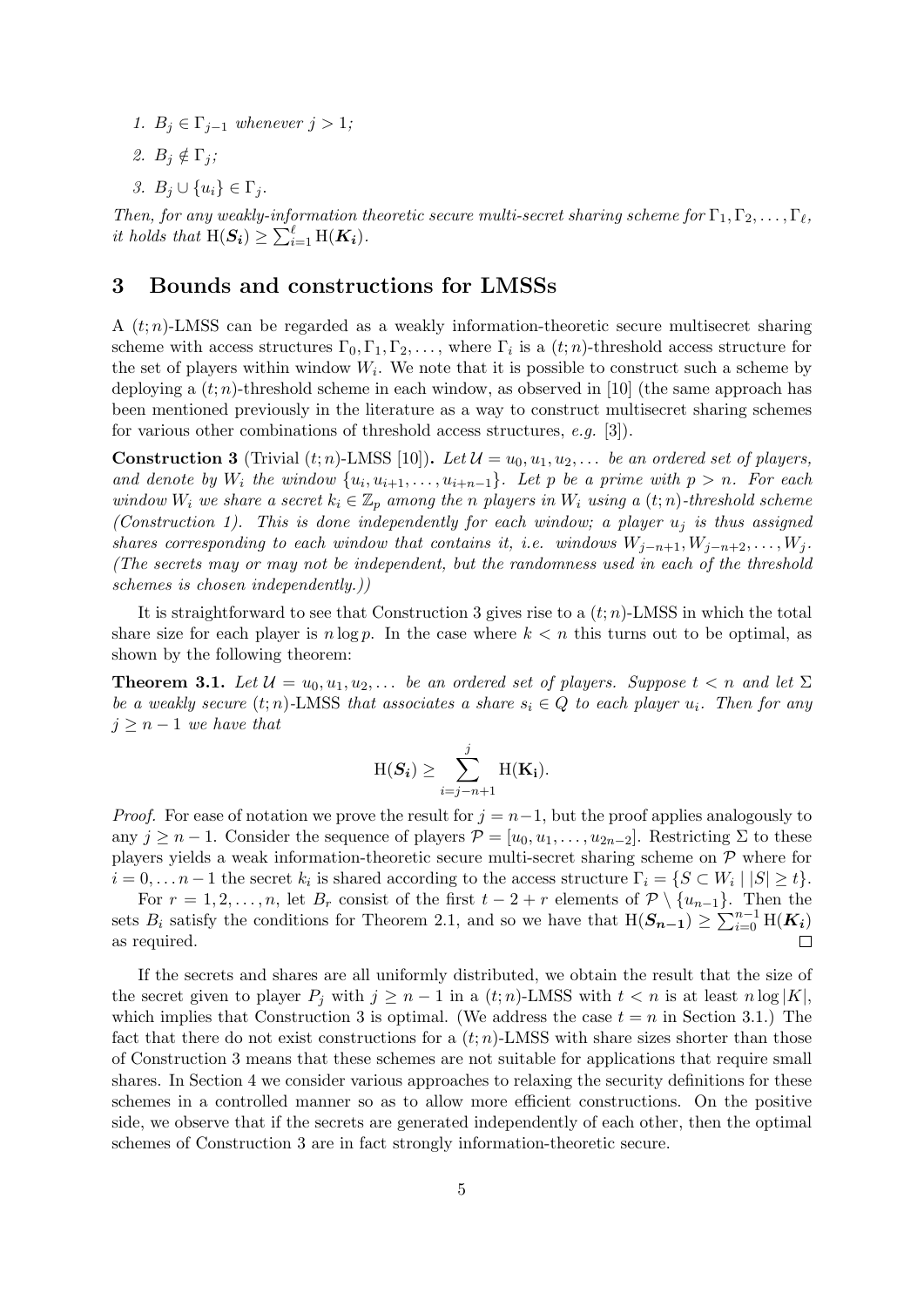1. $B_j \in \Gamma_{j-1}$ *whenever* $j > 1$*;*
2. $B_j \notin \Gamma_j$*;*
3. $B_j \cup \{u_i\} \in \Gamma_j$*.*

*Then, for any weakly-information theoretic secure multi-secret sharing scheme for* $\Gamma_1, \Gamma_2, \ldots, \Gamma_\ell$*, it holds that* $\mathrm{H}(\boldsymbol{S_i}) \geq \sum_{i=1}^{\ell} \mathrm{H}(\boldsymbol{K_i})$*.*

## 3 Bounds and constructions for LMSSs

A $(t;n)$-LMSS can be regarded as a weakly information-theoretic secure multisecret sharing scheme with access structures $\Gamma_0, \Gamma_1, \Gamma_2, \ldots$, where $\Gamma_i$ is a $(t;n)$-threshold access structure for the set of players within window $W_i$. We note that it is possible to construct such a scheme by deploying a $(t;n)$-threshold scheme in each window, as observed in [10] (the same approach has been mentioned previously in the literature as a way to construct multisecret sharing schemes for various other combinations of threshold access structures, *e.g.* [3]).

**Construction 3** (Trivial $(t;n)$-LMSS [10])**.** *Let* $\mathcal{U} = u_0, u_1, u_2, \ldots$ *be an ordered set of players, and denote by* $W_i$ *the window* $\{u_i, u_{i+1}, \ldots, u_{i+n-1}\}$*. Let* $p$ *be a prime with* $p > n$*. For each window* $W_i$ *we share a secret* $k_i \in \mathbb{Z}_p$ *among the* $n$ *players in* $W_i$ *using a* $(t;n)$*-threshold scheme (Construction 1). This is done independently for each window; a player* $u_j$ *is thus assigned shares corresponding to each window that contains it, i.e. windows* $W_{j-n+1}, W_{j-n+2}, \ldots, W_j$*. (The secrets may or may not be independent, but the randomness used in each of the threshold schemes is chosen independently.))*

It is straightforward to see that Construction 3 gives rise to a $(t;n)$-LMSS in which the total share size for each player is $n \log p$. In the case where $k < n$ this turns out to be optimal, as shown by the following theorem:

**Theorem 3.1.** *Let* $\mathcal{U} = u_0, u_1, u_2, \ldots$ *be an ordered set of players. Suppose* $t < n$ *and let* $\Sigma$ *be a weakly secure* $(t;n)$*-LMSS that associates a share* $s_i \in Q$ *to each player* $u_i$*. Then for any* $j \geq n-1$ *we have that*

$$\mathrm{H}(\boldsymbol{S_i}) \geq \sum_{i=j-n+1}^{j} \mathrm{H}(\mathbf{K_i}).$$

*Proof.* For ease of notation we prove the result for $j = n-1$, but the proof applies analogously to any $j \geq n-1$. Consider the sequence of players $\mathcal{P} = [u_0, u_1, \ldots, u_{2n-2}]$. Restricting $\Sigma$ to these players yields a weak information-theoretic secure multi-secret sharing scheme on $\mathcal{P}$ where for $i = 0, \ldots n-1$ the secret $k_i$ is shared according to the access structure $\Gamma_i = \{S \subset W_i \mid |S| \geq t\}$.

For $r = 1, 2, \ldots, n$, let $B_r$ consist of the first $t - 2 + r$ elements of $\mathcal{P} \setminus \{u_{n-1}\}$. Then the sets $B_i$ satisfy the conditions for Theorem 2.1, and so we have that $\mathrm{H}(\boldsymbol{S_{n-1}}) \geq \sum_{i=0}^{n-1} \mathrm{H}(\boldsymbol{K_i})$ as required. $\square$

If the secrets and shares are all uniformly distributed, we obtain the result that the size of the secret given to player $P_j$ with $j \geq n-1$ in a $(t;n)$-LMSS with $t < n$ is at least $n \log |K|$, which implies that Construction 3 is optimal. (We address the case $t = n$ in Section 3.1.) The fact that there do not exist constructions for a $(t;n)$-LMSS with share sizes shorter than those of Construction 3 means that these schemes are not suitable for applications that require small shares. In Section 4 we consider various approaches to relaxing the security definitions for these schemes in a controlled manner so as to allow more efficient constructions. On the positive side, we observe that if the secrets are generated independently of each other, then the optimal schemes of Construction 3 are in fact strongly information-theoretic secure.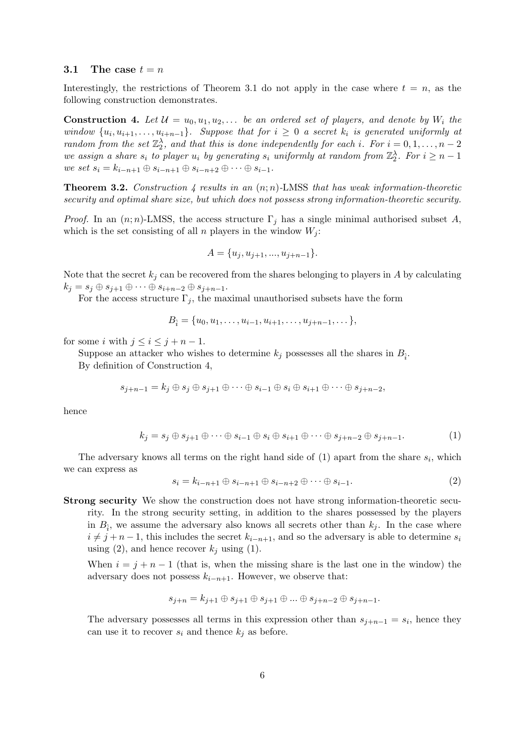### 3.1 The case $t = n$

Interestingly, the restrictions of Theorem 3.1 do not apply in the case where $t = n$, as the following construction demonstrates.

**Construction 4.** *Let $\mathcal{U} = u_0, u_1, u_2, \ldots$ be an ordered set of players, and denote by $W_i$ the window $\{u_i, u_{i+1}, \ldots, u_{i+n-1}\}$. Suppose that for $i \geq 0$ a secret $k_i$ is generated uniformly at random from the set $\mathbb{Z}_2^\lambda$, and that this is done independently for each $i$. For $i = 0, 1, \ldots, n-2$ we assign a share $s_i$ to player $u_i$ by generating $s_i$ uniformly at random from $\mathbb{Z}_2^\lambda$. For $i \geq n-1$ we set $s_i = k_{i-n+1} \oplus s_{i-n+1} \oplus s_{i-n+2} \oplus \cdots \oplus s_{i-1}$.*

**Theorem 3.2.** *Construction 4 results in an $(n;n)$-LMSS that has weak information-theoretic security and optimal share size, but which does not possess strong information-theoretic security.*

*Proof.* In an $(n;n)$-LMSS, the access structure $\Gamma_j$ has a single minimal authorised subset $A$, which is the set consisting of all $n$ players in the window $W_j$:

$$A = \{u_j, u_{j+1}, ..., u_{j+n-1}\}.$$

Note that the secret $k_j$ can be recovered from the shares belonging to players in $A$ by calculating $k_j = s_j \oplus s_{j+1} \oplus \cdots \oplus s_{i+n-2} \oplus s_{j+n-1}$.

For the access structure $\Gamma_j$, the maximal unauthorised subsets have the form

$$B_{\hat{i}} = \{u_0, u_1, \ldots, u_{i-1}, u_{i+1}, \ldots, u_{j+n-1}, \ldots\},$$

for some $i$ with $j \leq i \leq j+n-1$.

Suppose an attacker who wishes to determine $k_j$ possesses all the shares in $B_{\hat{i}}$.

By definition of Construction 4,

$$s_{j+n-1} = k_j \oplus s_j \oplus s_{j+1} \oplus \cdots \oplus s_{i-1} \oplus s_i \oplus s_{i+1} \oplus \cdots \oplus s_{j+n-2},$$

hence

$$k_j = s_j \oplus s_{j+1} \oplus \cdots \oplus s_{i-1} \oplus s_i \oplus s_{i+1} \oplus \cdots \oplus s_{j+n-2} \oplus s_{j+n-1}. \tag{1}$$

The adversary knows all terms on the right hand side of (1) apart from the share $s_i$, which we can express as

$$s_i = k_{i-n+1} \oplus s_{i-n+1} \oplus s_{i-n+2} \oplus \cdots \oplus s_{i-1}. \tag{2}$$

**Strong security** We show the construction does not have strong information-theoretic security. In the strong security setting, in addition to the shares possessed by the players in $B_{\hat{i}}$, we assume the adversary also knows all secrets other than $k_j$. In the case where $i \neq j+n-1$, this includes the secret $k_{i-n+1}$, and so the adversary is able to determine $s_i$ using (2), and hence recover $k_j$ using (1).

When $i = j+n-1$ (that is, when the missing share is the last one in the window) the adversary does not possess $k_{i-n+1}$. However, we observe that:

$$s_{j+n} = k_{j+1} \oplus s_{j+1} \oplus s_{j+1} \oplus ... \oplus s_{j+n-2} \oplus s_{j+n-1}.$$

The adversary possesses all terms in this expression other than $s_{j+n-1} = s_i$, hence they can use it to recover $s_i$ and thence $k_j$ as before.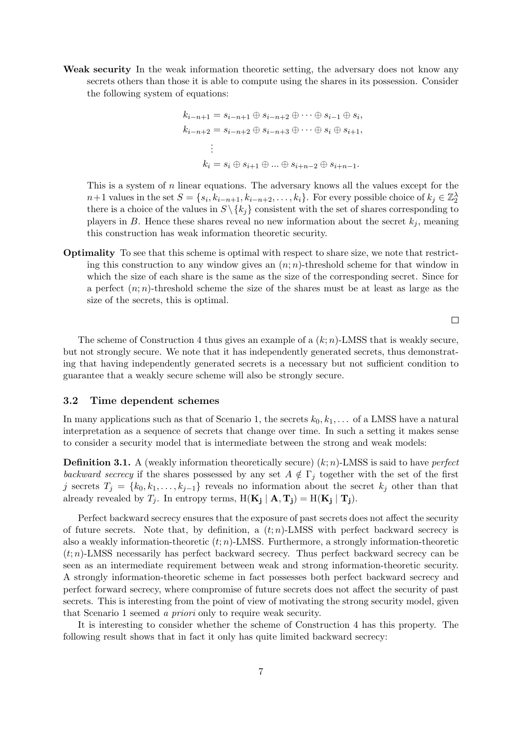**Weak security** In the weak information theoretic setting, the adversary does not know any secrets others than those it is able to compute using the shares in its possession. Consider the following system of equations:

$$
\begin{aligned}
k_{i-n+1} &= s_{i-n+1} \oplus s_{i-n+2} \oplus \cdots \oplus s_{i-1} \oplus s_i, \\
k_{i-n+2} &= s_{i-n+2} \oplus s_{i-n+3} \oplus \cdots \oplus s_i \oplus s_{i+1}, \\
&\ \vdots \\
k_i &= s_i \oplus s_{i+1} \oplus \ldots \oplus s_{i+n-2} \oplus s_{i+n-1}.
\end{aligned}
$$

This is a system of $n$ linear equations. The adversary knows all the values except for the $n+1$ values in the set $S = \{s_i, k_{i-n+1}, k_{i-n+2}, \ldots, k_i\}$. For every possible choice of $k_j \in \mathbb{Z}_2^\lambda$ there is a choice of the values in $S \setminus \{k_j\}$ consistent with the set of shares corresponding to players in $B$. Hence these shares reveal no new information about the secret $k_j$, meaning this construction has weak information theoretic security.

**Optimality** To see that this scheme is optimal with respect to share size, we note that restricting this construction to any window gives an $(n; n)$-threshold scheme for that window in which the size of each share is the same as the size of the corresponding secret. Since for a perfect $(n; n)$-threshold scheme the size of the shares must be at least as large as the size of the secrets, this is optimal.

□

The scheme of Construction 4 thus gives an example of a $(k; n)$-LMSS that is weakly secure, but not strongly secure. We note that it has independently generated secrets, thus demonstrating that having independently generated secrets is a necessary but not sufficient condition to guarantee that a weakly secure scheme will also be strongly secure.

### 3.2 Time dependent schemes

In many applications such as that of Scenario 1, the secrets $k_0, k_1, \ldots$ of a LMSS have a natural interpretation as a sequence of secrets that change over time. In such a setting it makes sense to consider a security model that is intermediate between the strong and weak models:

**Definition 3.1.** A (weakly information theoretically secure) $(k; n)$-LMSS is said to have *perfect backward secrecy* if the shares possessed by any set $A \notin \Gamma_j$ together with the set of the first $j$ secrets $T_j = \{k_0, k_1, \ldots, k_{j-1}\}$ reveals no information about the secret $k_j$ other than that already revealed by $T_j$. In entropy terms, $\mathrm{H}(\mathbf{K_j} \mid \mathbf{A}, \mathbf{T_j}) = \mathrm{H}(\mathbf{K_j} \mid \mathbf{T_j})$.

Perfect backward secrecy ensures that the exposure of past secrets does not affect the security of future secrets. Note that, by definition, a $(t; n)$-LMSS with perfect backward secrecy is also a weakly information-theoretic $(t; n)$-LMSS. Furthermore, a strongly information-theoretic $(t; n)$-LMSS necessarily has perfect backward secrecy. Thus perfect backward secrecy can be seen as an intermediate requirement between weak and strong information-theoretic security. A strongly information-theoretic scheme in fact possesses both perfect backward secrecy and perfect forward secrecy, where compromise of future secrets does not affect the security of past secrets. This is interesting from the point of view of motivating the strong security model, given that Scenario 1 seemed *a priori* only to require weak security.

It is interesting to consider whether the scheme of Construction 4 has this property. The following result shows that in fact it only has quite limited backward secrecy: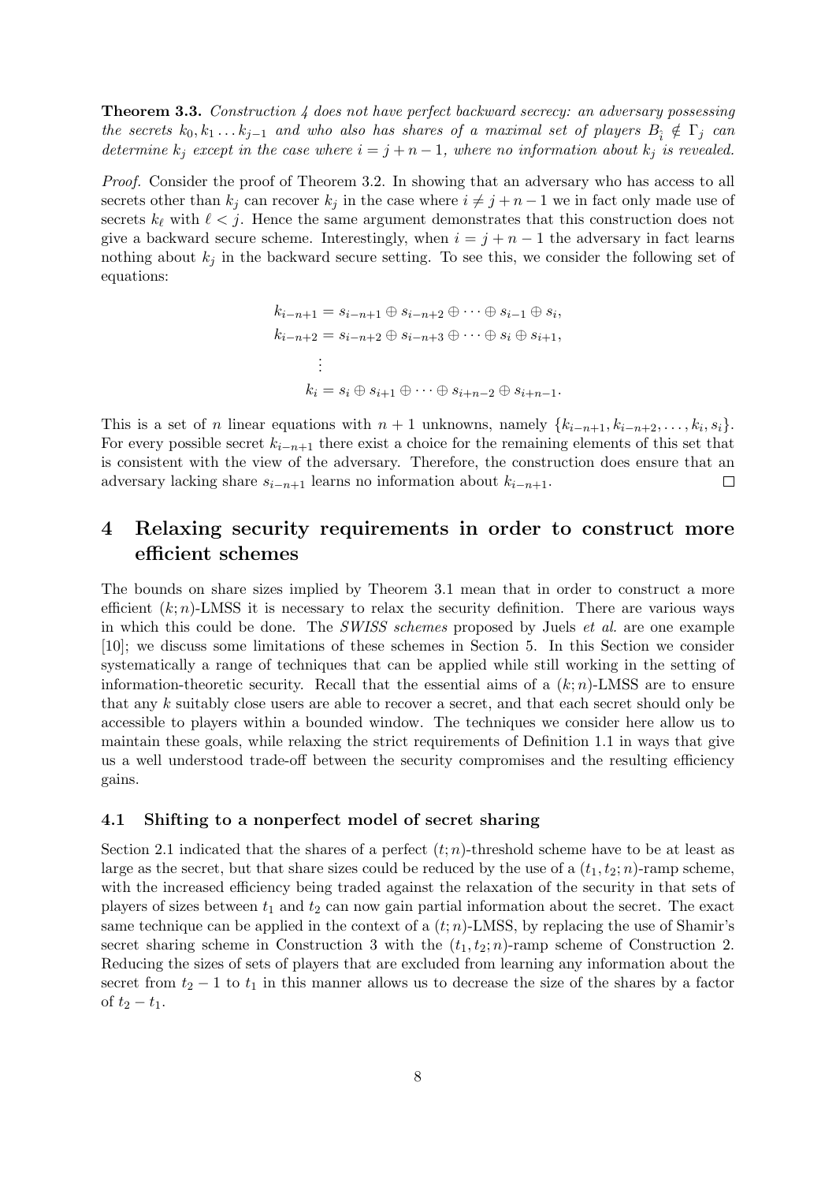**Theorem 3.3.** *Construction 4 does not have perfect backward secrecy: an adversary possessing the secrets $k_0, k_1 \dots k_{j-1}$ and who also has shares of a maximal set of players $B_i \notin \Gamma_j$ can determine $k_j$ except in the case where $i = j + n - 1$, where no information about $k_j$ is revealed.*

*Proof.* Consider the proof of Theorem 3.2. In showing that an adversary who has access to all secrets other than $k_j$ can recover $k_j$ in the case where $i \neq j + n - 1$ we in fact only made use of secrets $k_\ell$ with $\ell < j$. Hence the same argument demonstrates that this construction does not give a backward secure scheme. Interestingly, when $i = j + n - 1$ the adversary in fact learns nothing about $k_j$ in the backward secure setting. To see this, we consider the following set of equations:

$$
\begin{aligned}
k_{i-n+1} &= s_{i-n+1} \oplus s_{i-n+2} \oplus \cdots \oplus s_{i-1} \oplus s_i, \\
k_{i-n+2} &= s_{i-n+2} \oplus s_{i-n+3} \oplus \cdots \oplus s_i \oplus s_{i+1}, \\
&\ \vdots \\
k_i &= s_i \oplus s_{i+1} \oplus \cdots \oplus s_{i+n-2} \oplus s_{i+n-1}.
\end{aligned}
$$

This is a set of $n$ linear equations with $n + 1$ unknowns, namely $\{k_{i-n+1}, k_{i-n+2}, \dots, k_i, s_i\}$. For every possible secret $k_{i-n+1}$ there exist a choice for the remaining elements of this set that is consistent with the view of the adversary. Therefore, the construction does ensure that an adversary lacking share $s_{i-n+1}$ learns no information about $k_{i-n+1}$. $\square$

# 4 Relaxing security requirements in order to construct more efficient schemes

The bounds on share sizes implied by Theorem 3.1 mean that in order to construct a more efficient $(k; n)$-LMSS it is necessary to relax the security definition. There are various ways in which this could be done. The *SWISS schemes* proposed by Juels *et al.* are one example [10]; we discuss some limitations of these schemes in Section 5. In this Section we consider systematically a range of techniques that can be applied while still working in the setting of information-theoretic security. Recall that the essential aims of a $(k; n)$-LMSS are to ensure that any $k$ suitably close users are able to recover a secret, and that each secret should only be accessible to players within a bounded window. The techniques we consider here allow us to maintain these goals, while relaxing the strict requirements of Definition 1.1 in ways that give us a well understood trade-off between the security compromises and the resulting efficiency gains.

## 4.1 Shifting to a nonperfect model of secret sharing

Section 2.1 indicated that the shares of a perfect $(t; n)$-threshold scheme have to be at least as large as the secret, but that share sizes could be reduced by the use of a $(t_1, t_2; n)$-ramp scheme, with the increased efficiency being traded against the relaxation of the security in that sets of players of sizes between $t_1$ and $t_2$ can now gain partial information about the secret. The exact same technique can be applied in the context of a $(t; n)$-LMSS, by replacing the use of Shamir's secret sharing scheme in Construction 3 with the $(t_1, t_2; n)$-ramp scheme of Construction 2. Reducing the sizes of sets of players that are excluded from learning any information about the secret from $t_2 - 1$ to $t_1$ in this manner allows us to decrease the size of the shares by a factor of $t_2 - t_1$.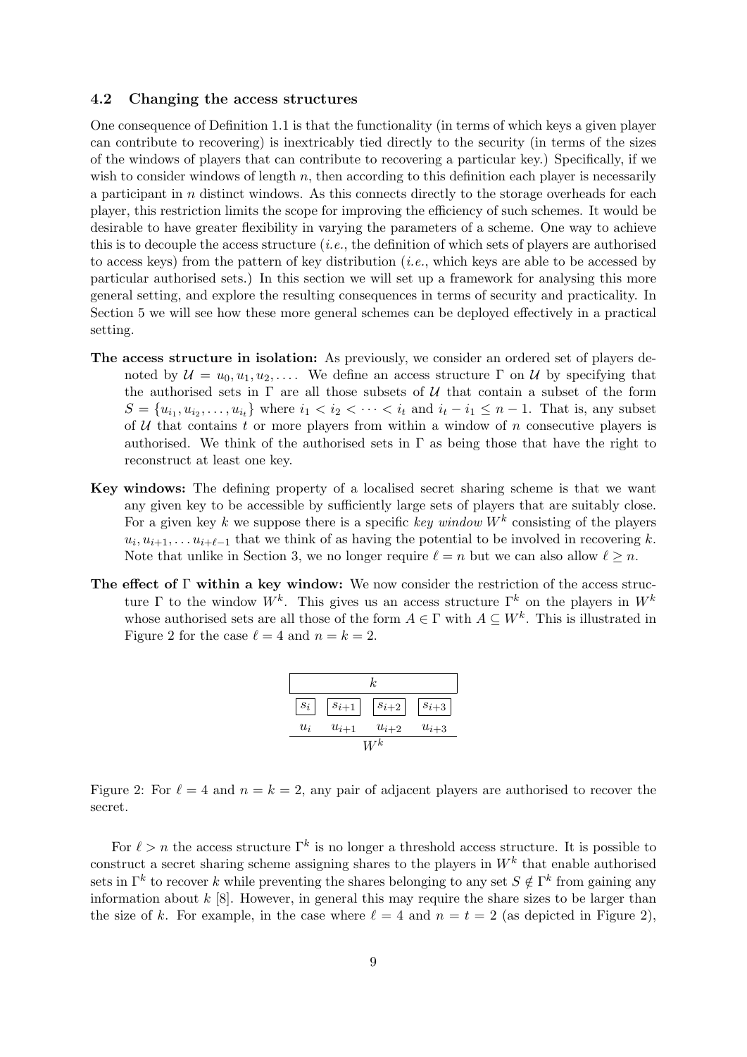### 4.2 Changing the access structures

One consequence of Definition 1.1 is that the functionality (in terms of which keys a given player can contribute to recovering) is inextricably tied directly to the security (in terms of the sizes of the windows of players that can contribute to recovering a particular key.) Specifically, if we wish to consider windows of length $n$, then according to this definition each player is necessarily a participant in $n$ distinct windows. As this connects directly to the storage overheads for each player, this restriction limits the scope for improving the efficiency of such schemes. It would be desirable to have greater flexibility in varying the parameters of a scheme. One way to achieve this is to decouple the access structure (*i.e.*, the definition of which sets of players are authorised to access keys) from the pattern of key distribution (*i.e.*, which keys are able to be accessed by particular authorised sets.) In this section we will set up a framework for analysing this more general setting, and explore the resulting consequences in terms of security and practicality. In Section 5 we will see how these more general schemes can be deployed effectively in a practical setting.

**The access structure in isolation:** As previously, we consider an ordered set of players denoted by $\mathcal{U} = u_0, u_1, u_2, \ldots$. We define an access structure $\Gamma$ on $\mathcal{U}$ by specifying that the authorised sets in $\Gamma$ are all those subsets of $\mathcal{U}$ that contain a subset of the form $S = \{u_{i_1}, u_{i_2}, \ldots, u_{i_t}\}$ where $i_1 < i_2 < \cdots < i_t$ and $i_t - i_1 \leq n - 1$. That is, any subset of $\mathcal{U}$ that contains $t$ or more players from within a window of $n$ consecutive players is authorised. We think of the authorised sets in $\Gamma$ as being those that have the right to reconstruct at least one key.

**Key windows:** The defining property of a localised secret sharing scheme is that we want any given key to be accessible by sufficiently large sets of players that are suitably close. For a given key $k$ we suppose there is a specific *key window* $W^k$ consisting of the players $u_i, u_{i+1}, \ldots u_{i+\ell-1}$ that we think of as having the potential to be involved in recovering $k$. Note that unlike in Section 3, we no longer require $\ell = n$ but we can also allow $\ell \geq n$.

**The effect of $\Gamma$ within a key window:** We now consider the restriction of the access structure $\Gamma$ to the window $W^k$. This gives us an access structure $\Gamma^k$ on the players in $W^k$ whose authorised sets are all those of the form $A \in \Gamma$ with $A \subseteq W^k$. This is illustrated in Figure 2 for the case $\ell = 4$ and $n = k = 2$.

| $k$ | | | |
|---|---|---|---|
| $s_i$ | $s_{i+1}$ | $s_{i+2}$ | $s_{i+3}$ |
| $u_i$ | $u_{i+1}$ | $u_{i+2}$ | $u_{i+3}$ |
| $W^k$ | | | |

Figure 2: For $\ell = 4$ and $n = k = 2$, any pair of adjacent players are authorised to recover the secret.

For $\ell > n$ the access structure $\Gamma^k$ is no longer a threshold access structure. It is possible to construct a secret sharing scheme assigning shares to the players in $W^k$ that enable authorised sets in $\Gamma^k$ to recover $k$ while preventing the shares belonging to any set $S \notin \Gamma^k$ from gaining any information about $k$ [8]. However, in general this may require the share sizes to be larger than the size of $k$. For example, in the case where $\ell = 4$ and $n = t = 2$ (as depicted in Figure 2),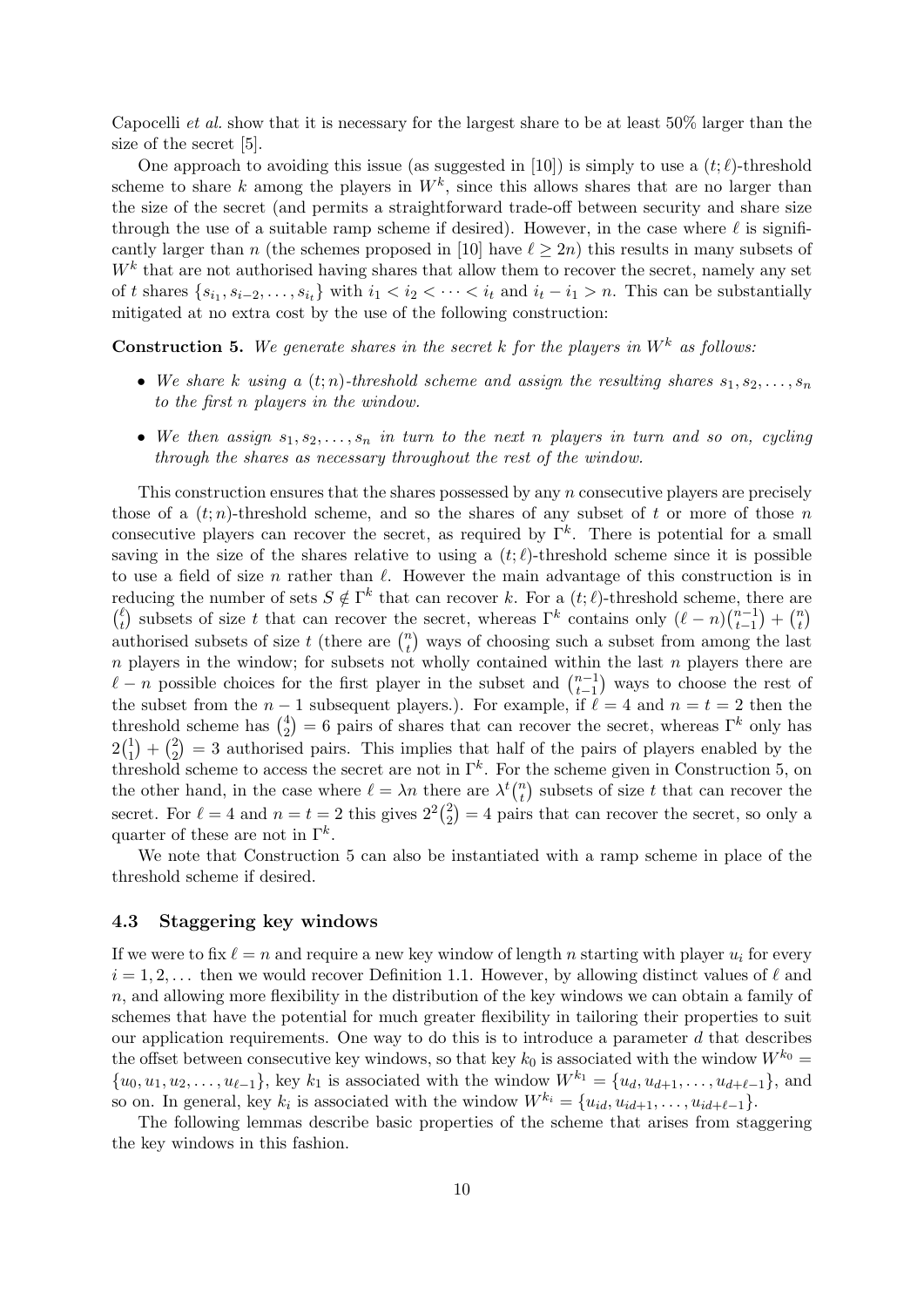Capocelli *et al.* show that it is necessary for the largest share to be at least 50% larger than the size of the secret [5].

One approach to avoiding this issue (as suggested in [10]) is simply to use a $(t;\ell)$-threshold scheme to share $k$ among the players in $W^k$, since this allows shares that are no larger than the size of the secret (and permits a straightforward trade-off between security and share size through the use of a suitable ramp scheme if desired). However, in the case where $\ell$ is significantly larger than $n$ (the schemes proposed in [10] have $\ell \geq 2n$) this results in many subsets of $W^k$ that are not authorised having shares that allow them to recover the secret, namely any set of $t$ shares $\{s_{i_1}, s_{i-2}, \ldots, s_{i_t}\}$ with $i_1 < i_2 < \cdots < i_t$ and $i_t - i_1 > n$. This can be substantially mitigated at no extra cost by the use of the following construction:

**Construction 5.** *We generate shares in the secret $k$ for the players in $W^k$ as follows:*

- *We share $k$ using a $(t;n)$-threshold scheme and assign the resulting shares $s_1, s_2, \ldots, s_n$ to the first $n$ players in the window.*
- *We then assign $s_1, s_2, \ldots, s_n$ in turn to the next $n$ players in turn and so on, cycling through the shares as necessary throughout the rest of the window.*

This construction ensures that the shares possessed by any $n$ consecutive players are precisely those of a $(t;n)$-threshold scheme, and so the shares of any subset of $t$ or more of those $n$ consecutive players can recover the secret, as required by $\Gamma^k$. There is potential for a small saving in the size of the shares relative to using a $(t;\ell)$-threshold scheme since it is possible to use a field of size $n$ rather than $\ell$. However the main advantage of this construction is in reducing the number of sets $S \notin \Gamma^k$ that can recover $k$. For a $(t;\ell)$-threshold scheme, there are $\binom{\ell}{t}$ subsets of size $t$ that can recover the secret, whereas $\Gamma^k$ contains only $(\ell-n)\binom{n-1}{t-1} + \binom{n}{t}$ authorised subsets of size $t$ (there are $\binom{n}{t}$ ways of choosing such a subset from among the last $n$ players in the window; for subsets not wholly contained within the last $n$ players there are $\ell - n$ possible choices for the first player in the subset and $\binom{n-1}{t-1}$ ways to choose the rest of the subset from the $n-1$ subsequent players.). For example, if $\ell = 4$ and $n = t = 2$ then the threshold scheme has $\binom{4}{2} = 6$ pairs of shares that can recover the secret, whereas $\Gamma^k$ only has $2\binom{1}{1} + \binom{2}{2} = 3$ authorised pairs. This implies that half of the pairs of players enabled by the threshold scheme to access the secret are not in $\Gamma^k$. For the scheme given in Construction 5, on the other hand, in the case where $\ell = \lambda n$ there are $\lambda^t\binom{n}{t}$ subsets of size $t$ that can recover the secret. For $\ell = 4$ and $n = t = 2$ this gives $2^2\binom{2}{2} = 4$ pairs that can recover the secret, so only a quarter of these are not in $\Gamma^k$.

We note that Construction 5 can also be instantiated with a ramp scheme in place of the threshold scheme if desired.

### 4.3 Staggering key windows

If we were to fix $\ell = n$ and require a new key window of length $n$ starting with player $u_i$ for every $i = 1, 2, \ldots$ then we would recover Definition 1.1. However, by allowing distinct values of $\ell$ and $n$, and allowing more flexibility in the distribution of the key windows we can obtain a family of schemes that have the potential for much greater flexibility in tailoring their properties to suit our application requirements. One way to do this is to introduce a parameter $d$ that describes the offset between consecutive key windows, so that key $k_0$ is associated with the window $W^{k_0} = \{u_0, u_1, u_2, \ldots, u_{\ell-1}\}$, key $k_1$ is associated with the window $W^{k_1} = \{u_d, u_{d+1}, \ldots, u_{d+\ell-1}\}$, and so on. In general, key $k_i$ is associated with the window $W^{k_i} = \{u_{id}, u_{id+1}, \ldots, u_{id+\ell-1}\}$.

The following lemmas describe basic properties of the scheme that arises from staggering the key windows in this fashion.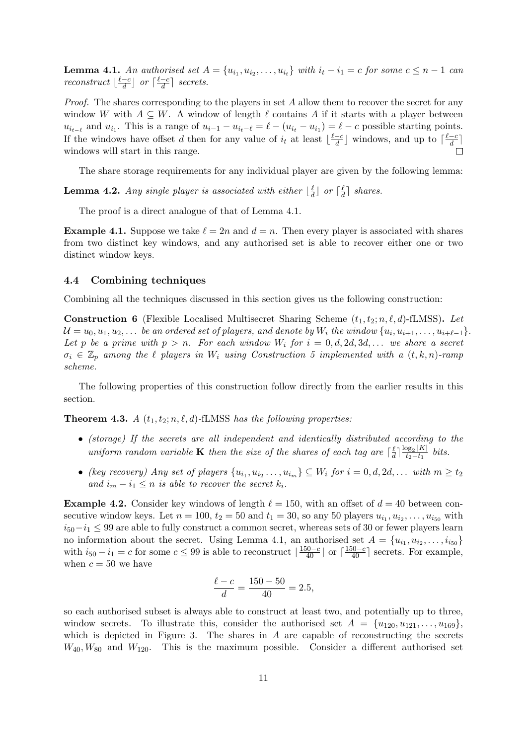**Lemma 4.1.** *An authorised set $A = \{u_{i_1}, u_{i_2}, \dots, u_{i_t}\}$ with $i_t - i_1 = c$ for some $c \leq n-1$ can reconstruct $\lfloor \frac{\ell - c}{d} \rfloor$ or $\lceil \frac{\ell - c}{d} \rceil$ secrets.*

*Proof.* The shares corresponding to the players in set $A$ allow them to recover the secret for any window $W$ with $A \subseteq W$. A window of length $\ell$ contains $A$ if it starts with a player between $u_{i_t - \ell}$ and $u_{i_1}$. This is a range of $u_{i-1} - u_{i_t - \ell} = \ell - (u_{i_t} - u_{i_1}) = \ell - c$ possible starting points. If the windows have offset $d$ then for any value of $i_t$ at least $\lfloor \frac{\ell - c}{d} \rfloor$ windows, and up to $\lceil \frac{\ell - c}{d} \rceil$ windows will start in this range. $\square$

The share storage requirements for any individual player are given by the following lemma:

**Lemma 4.2.** *Any single player is associated with either $\lfloor \frac{\ell}{d} \rfloor$ or $\lceil \frac{\ell}{d} \rceil$ shares.*

The proof is a direct analogue of that of Lemma 4.1.

**Example 4.1.** Suppose we take $\ell = 2n$ and $d = n$. Then every player is associated with shares from two distinct key windows, and any authorised set is able to recover either one or two distinct window keys.

### 4.4 Combining techniques

Combining all the techniques discussed in this section gives us the following construction:

**Construction 6** (Flexible Localised Multisecret Sharing Scheme $(t_1, t_2; n, \ell, d)$-fLMSS)**.** *Let $\mathcal{U} = u_0, u_1, u_2, \dots$ be an ordered set of players, and denote by $W_i$ the window $\{u_i, u_{i+1}, \dots, u_{i+\ell-1}\}$. Let $p$ be a prime with $p > n$. For each window $W_i$ for $i = 0, d, 2d, 3d, \dots$ we share a secret $\sigma_i \in \mathbb{Z}_p$ among the $\ell$ players in $W_i$ using Construction 5 implemented with a $(t, k, n)$-ramp scheme.*

The following properties of this construction follow directly from the earlier results in this section.

**Theorem 4.3.** *A $(t_1, t_2; n, \ell, d)$-fLMSS has the following properties:*

- *(storage) If the secrets are all independent and identically distributed according to the uniform random variable $\mathbf{K}$ then the size of the shares of each tag are $\lceil \frac{\ell}{d} \rceil \frac{\log_2 |K|}{t_2 - t_1}$ bits.*
- *(key recovery) Any set of players $\{u_{i_1}, u_{i_2} \dots, u_{i_m}\} \subseteq W_i$ for $i = 0, d, 2d, \dots$ with $m \geq t_2$ and $i_m - i_1 \leq n$ is able to recover the secret $k_i$.*

**Example 4.2.** Consider key windows of length $\ell = 150$, with an offset of $d = 40$ between consecutive window keys. Let $n = 100$, $t_2 = 50$ and $t_1 = 30$, so any 50 players $u_{i_1}, u_{i_2}, \dots, u_{i_{50}}$ with $i_{50} - i_1 \leq 99$ are able to fully construct a common secret, whereas sets of 30 or fewer players learn no information about the secret. Using Lemma 4.1, an authorised set $A = \{u_{i_1}, u_{i_2}, \dots, i_{i_{50}}\}$ with $i_{50} - i_1 = c$ for some $c \leq 99$ is able to reconstruct $\lfloor \frac{150 - c}{40} \rfloor$ or $\lceil \frac{150 - c}{40} \rceil$ secrets. For example, when $c = 50$ we have

$$\frac{\ell - c}{d} = \frac{150 - 50}{40} = 2.5,$$

so each authorised subset is always able to construct at least two, and potentially up to three, window secrets. To illustrate this, consider the authorised set $A = \{u_{120}, u_{121}, \dots, u_{169}\}$, which is depicted in Figure 3. The shares in $A$ are capable of reconstructing the secrets $W_{40}, W_{80}$ and $W_{120}$. This is the maximum possible. Consider a different authorised set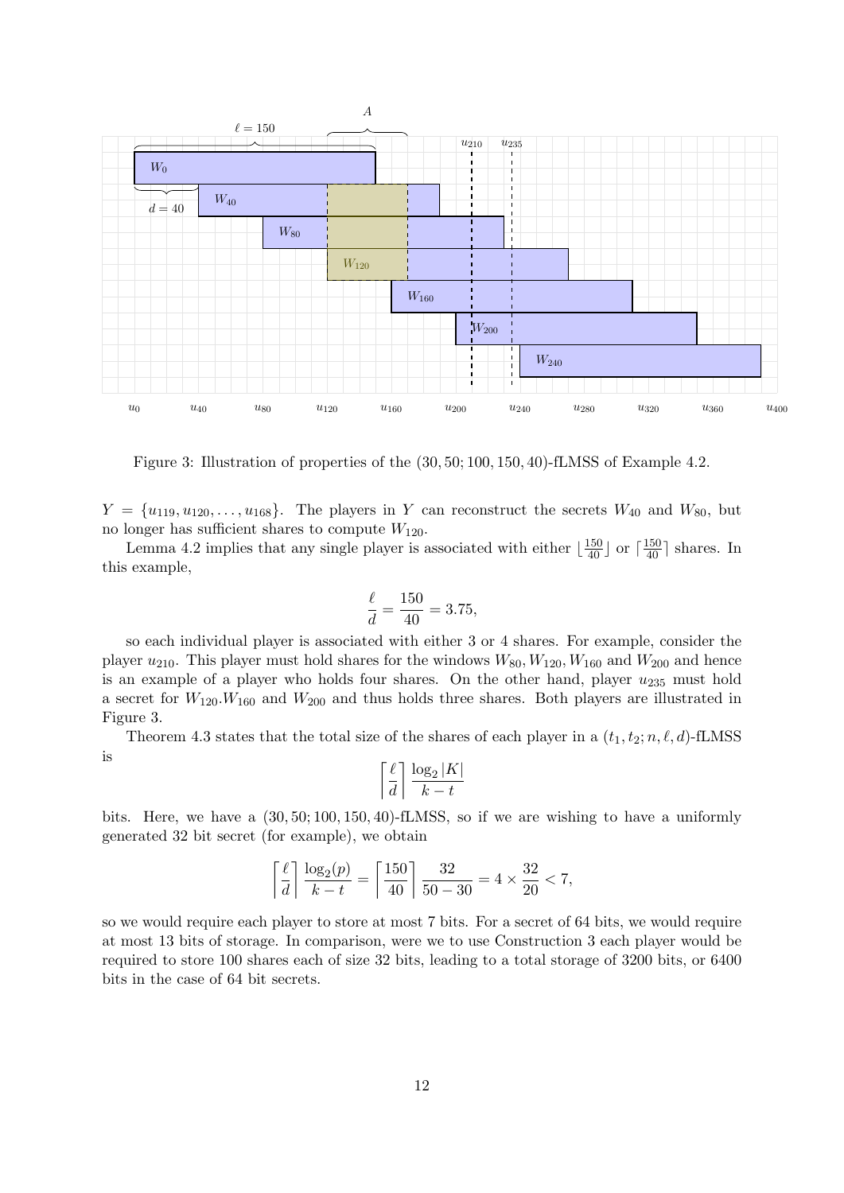Figure 3: Illustration of properties of the $(30, 50; 100, 150, 40)$-fLMSS of Example 4.2.

$Y = \{u_{119}, u_{120}, \ldots, u_{168}\}$. The players in $Y$ can reconstruct the secrets $W_{40}$ and $W_{80}$, but no longer has sufficient shares to compute $W_{120}$.

Lemma 4.2 implies that any single player is associated with either $\lfloor \frac{150}{40} \rfloor$ or $\lceil \frac{150}{40} \rceil$ shares. In this example,

$$\frac{\ell}{d} = \frac{150}{40} = 3.75,$$

so each individual player is associated with either 3 or 4 shares. For example, consider the player $u_{210}$. This player must hold shares for the windows $W_{80}, W_{120}, W_{160}$ and $W_{200}$ and hence is an example of a player who holds four shares. On the other hand, player $u_{235}$ must hold a secret for $W_{120}.W_{160}$ and $W_{200}$ and thus holds three shares. Both players are illustrated in Figure 3.

Theorem 4.3 states that the total size of the shares of each player in a $(t_1, t_2; n, \ell, d)$-fLMSS is

$$\left\lceil \frac{\ell}{d} \right\rceil \frac{\log_2 |K|}{k - t}$$

bits. Here, we have a $(30, 50; 100, 150, 40)$-fLMSS, so if we are wishing to have a uniformly generated 32 bit secret (for example), we obtain

$$\left\lceil \frac{\ell}{d} \right\rceil \frac{\log_2(p)}{k - t} = \left\lceil \frac{150}{40} \right\rceil \frac{32}{50 - 30} = 4 \times \frac{32}{20} < 7,$$

so we would require each player to store at most 7 bits. For a secret of 64 bits, we would require at most 13 bits of storage. In comparison, were we to use Construction 3 each player would be required to store 100 shares each of size 32 bits, leading to a total storage of 3200 bits, or 6400 bits in the case of 64 bit secrets.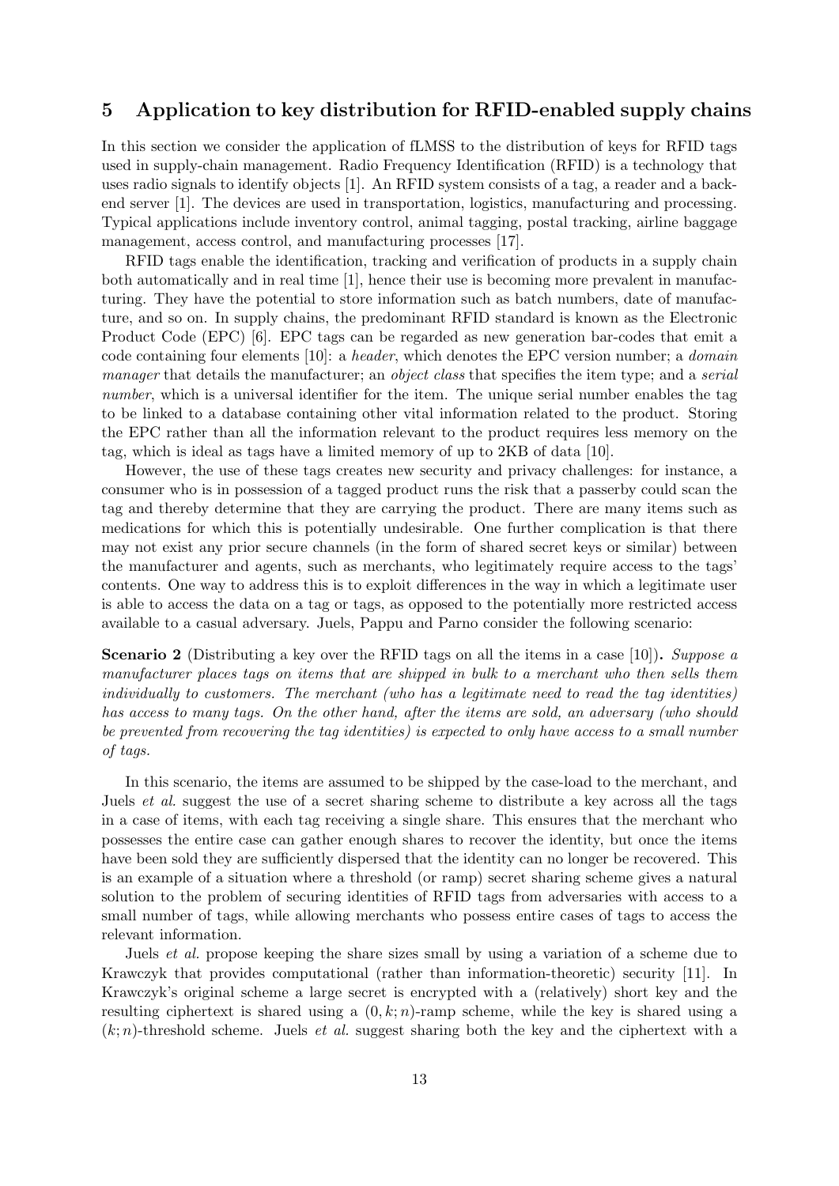## 5 Application to key distribution for RFID-enabled supply chains

In this section we consider the application of fLMSS to the distribution of keys for RFID tags used in supply-chain management. Radio Frequency Identification (RFID) is a technology that uses radio signals to identify objects [1]. An RFID system consists of a tag, a reader and a back-end server [1]. The devices are used in transportation, logistics, manufacturing and processing. Typical applications include inventory control, animal tagging, postal tracking, airline baggage management, access control, and manufacturing processes [17].

RFID tags enable the identification, tracking and verification of products in a supply chain both automatically and in real time [1], hence their use is becoming more prevalent in manufacturing. They have the potential to store information such as batch numbers, date of manufacture, and so on. In supply chains, the predominant RFID standard is known as the Electronic Product Code (EPC) [6]. EPC tags can be regarded as new generation bar-codes that emit a code containing four elements [10]: a *header*, which denotes the EPC version number; a *domain manager* that details the manufacturer; an *object class* that specifies the item type; and a *serial number*, which is a universal identifier for the item. The unique serial number enables the tag to be linked to a database containing other vital information related to the product. Storing the EPC rather than all the information relevant to the product requires less memory on the tag, which is ideal as tags have a limited memory of up to 2KB of data [10].

However, the use of these tags creates new security and privacy challenges: for instance, a consumer who is in possession of a tagged product runs the risk that a passerby could scan the tag and thereby determine that they are carrying the product. There are many items such as medications for which this is potentially undesirable. One further complication is that there may not exist any prior secure channels (in the form of shared secret keys or similar) between the manufacturer and agents, such as merchants, who legitimately require access to the tags' contents. One way to address this is to exploit differences in the way in which a legitimate user is able to access the data on a tag or tags, as opposed to the potentially more restricted access available to a casual adversary. Juels, Pappu and Parno consider the following scenario:

**Scenario 2** (Distributing a key over the RFID tags on all the items in a case [10])**.** *Suppose a manufacturer places tags on items that are shipped in bulk to a merchant who then sells them individually to customers. The merchant (who has a legitimate need to read the tag identities) has access to many tags. On the other hand, after the items are sold, an adversary (who should be prevented from recovering the tag identities) is expected to only have access to a small number of tags.*

In this scenario, the items are assumed to be shipped by the case-load to the merchant, and Juels *et al.* suggest the use of a secret sharing scheme to distribute a key across all the tags in a case of items, with each tag receiving a single share. This ensures that the merchant who possesses the entire case can gather enough shares to recover the identity, but once the items have been sold they are sufficiently dispersed that the identity can no longer be recovered. This is an example of a situation where a threshold (or ramp) secret sharing scheme gives a natural solution to the problem of securing identities of RFID tags from adversaries with access to a small number of tags, while allowing merchants who possess entire cases of tags to access the relevant information.

Juels *et al.* propose keeping the share sizes small by using a variation of a scheme due to Krawczyk that provides computational (rather than information-theoretic) security [11]. In Krawczyk's original scheme a large secret is encrypted with a (relatively) short key and the resulting ciphertext is shared using a $(0, k; n)$-ramp scheme, while the key is shared using a $(k; n)$-threshold scheme. Juels *et al.* suggest sharing both the key and the ciphertext with a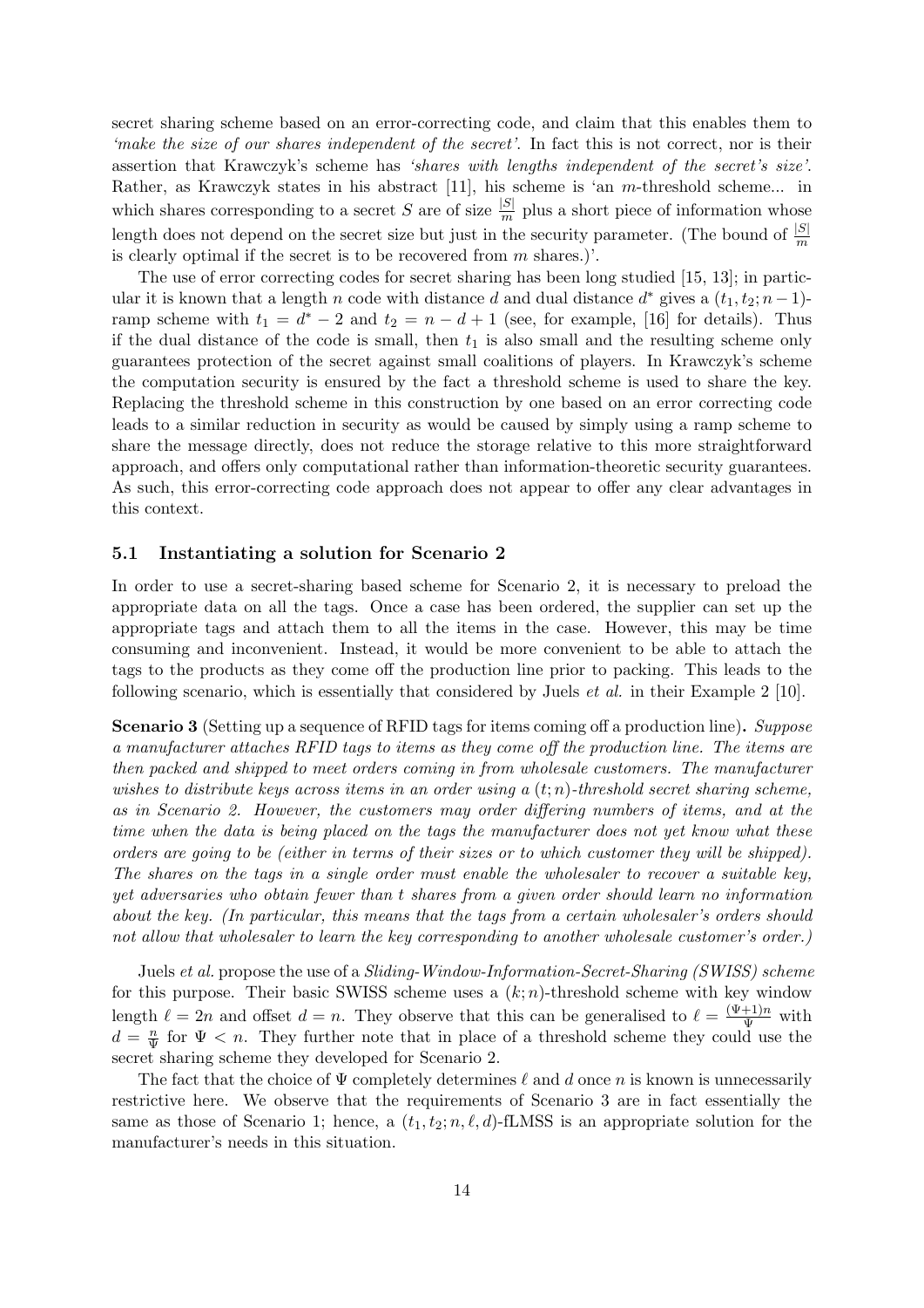secret sharing scheme based on an error-correcting code, and claim that this enables them to *'make the size of our shares independent of the secret'*. In fact this is not correct, nor is their assertion that Krawczyk's scheme has *'shares with lengths independent of the secret's size'*. Rather, as Krawczyk states in his abstract [11], his scheme is 'an $m$-threshold scheme... in which shares corresponding to a secret $S$ are of size $\frac{|S|}{m}$ plus a short piece of information whose length does not depend on the secret size but just in the security parameter. (The bound of $\frac{|S|}{m}$ is clearly optimal if the secret is to be recovered from $m$ shares.)'.

The use of error correcting codes for secret sharing has been long studied [15, 13]; in particular it is known that a length $n$ code with distance $d$ and dual distance $d^*$ gives a $(t_1, t_2; n-1)$-ramp scheme with $t_1 = d^* - 2$ and $t_2 = n - d + 1$ (see, for example, [16] for details). Thus if the dual distance of the code is small, then $t_1$ is also small and the resulting scheme only guarantees protection of the secret against small coalitions of players. In Krawczyk's scheme the computation security is ensured by the fact a threshold scheme is used to share the key. Replacing the threshold scheme in this construction by one based on an error correcting code leads to a similar reduction in security as would be caused by simply using a ramp scheme to share the message directly, does not reduce the storage relative to this more straightforward approach, and offers only computational rather than information-theoretic security guarantees. As such, this error-correcting code approach does not appear to offer any clear advantages in this context.

### 5.1 Instantiating a solution for Scenario 2

In order to use a secret-sharing based scheme for Scenario 2, it is necessary to preload the appropriate data on all the tags. Once a case has been ordered, the supplier can set up the appropriate tags and attach them to all the items in the case. However, this may be time consuming and inconvenient. Instead, it would be more convenient to be able to attach the tags to the products as they come off the production line prior to packing. This leads to the following scenario, which is essentially that considered by Juels *et al.* in their Example 2 [10].

**Scenario 3** (Setting up a sequence of RFID tags for items coming off a production line)**.** *Suppose a manufacturer attaches RFID tags to items as they come off the production line. The items are then packed and shipped to meet orders coming in from wholesale customers. The manufacturer wishes to distribute keys across items in an order using a $(t; n)$-threshold secret sharing scheme, as in Scenario 2. However, the customers may order differing numbers of items, and at the time when the data is being placed on the tags the manufacturer does not yet know what these orders are going to be (either in terms of their sizes or to which customer they will be shipped). The shares on the tags in a single order must enable the wholesaler to recover a suitable key, yet adversaries who obtain fewer than $t$ shares from a given order should learn no information about the key. (In particular, this means that the tags from a certain wholesaler's orders should not allow that wholesaler to learn the key corresponding to another wholesale customer's order.)*

Juels *et al.* propose the use of a *Sliding-Window-Information-Secret-Sharing (SWISS) scheme* for this purpose. Their basic SWISS scheme uses a $(k; n)$-threshold scheme with key window length $\ell = 2n$ and offset $d = n$. They observe that this can be generalised to $\ell = \frac{(\Psi+1)n}{\Psi}$ with $d = \frac{n}{\Psi}$ for $\Psi < n$. They further note that in place of a threshold scheme they could use the secret sharing scheme they developed for Scenario 2.

The fact that the choice of $\Psi$ completely determines $\ell$ and $d$ once $n$ is known is unnecessarily restrictive here. We observe that the requirements of Scenario 3 are in fact essentially the same as those of Scenario 1; hence, a $(t_1, t_2; n, \ell, d)$-fLMSS is an appropriate solution for the manufacturer's needs in this situation.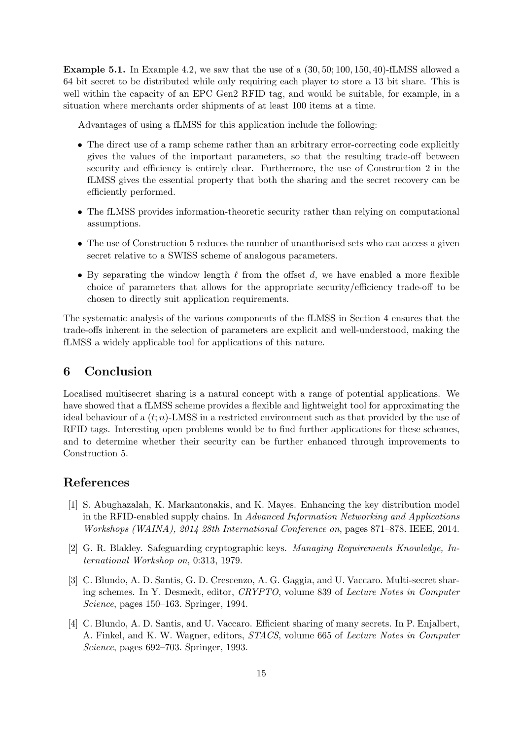**Example 5.1.** In Example 4.2, we saw that the use of a $(30, 50; 100, 150, 40)$-fLMSS allowed a 64 bit secret to be distributed while only requiring each player to store a 13 bit share. This is well within the capacity of an EPC Gen2 RFID tag, and would be suitable, for example, in a situation where merchants order shipments of at least 100 items at a time.

Advantages of using a fLMSS for this application include the following:

- The direct use of a ramp scheme rather than an arbitrary error-correcting code explicitly gives the values of the important parameters, so that the resulting trade-off between security and efficiency is entirely clear. Furthermore, the use of Construction 2 in the fLMSS gives the essential property that both the sharing and the secret recovery can be efficiently performed.
- The fLMSS provides information-theoretic security rather than relying on computational assumptions.
- The use of Construction 5 reduces the number of unauthorised sets who can access a given secret relative to a SWISS scheme of analogous parameters.
- By separating the window length $\ell$ from the offset $d$, we have enabled a more flexible choice of parameters that allows for the appropriate security/efficiency trade-off to be chosen to directly suit application requirements.

The systematic analysis of the various components of the fLMSS in Section 4 ensures that the trade-offs inherent in the selection of parameters are explicit and well-understood, making the fLMSS a widely applicable tool for applications of this nature.

# 6 Conclusion

Localised multisecret sharing is a natural concept with a range of potential applications. We have showed that a fLMSS scheme provides a flexible and lightweight tool for approximating the ideal behaviour of a $(t; n)$-LMSS in a restricted environment such as that provided by the use of RFID tags. Interesting open problems would be to find further applications for these schemes, and to determine whether their security can be further enhanced through improvements to Construction 5.

# References

[1] S. Abughazalah, K. Markantonakis, and K. Mayes. Enhancing the key distribution model in the RFID-enabled supply chains. In *Advanced Information Networking and Applications Workshops (WAINA), 2014 28th International Conference on*, pages 871–878. IEEE, 2014.

[2] G. R. Blakley. Safeguarding cryptographic keys. *Managing Requirements Knowledge, International Workshop on*, 0:313, 1979.

[3] C. Blundo, A. D. Santis, G. D. Crescenzo, A. G. Gaggia, and U. Vaccaro. Multi-secret sharing schemes. In Y. Desmedt, editor, *CRYPTO*, volume 839 of *Lecture Notes in Computer Science*, pages 150–163. Springer, 1994.

[4] C. Blundo, A. D. Santis, and U. Vaccaro. Efficient sharing of many secrets. In P. Enjalbert, A. Finkel, and K. W. Wagner, editors, *STACS*, volume 665 of *Lecture Notes in Computer Science*, pages 692–703. Springer, 1993.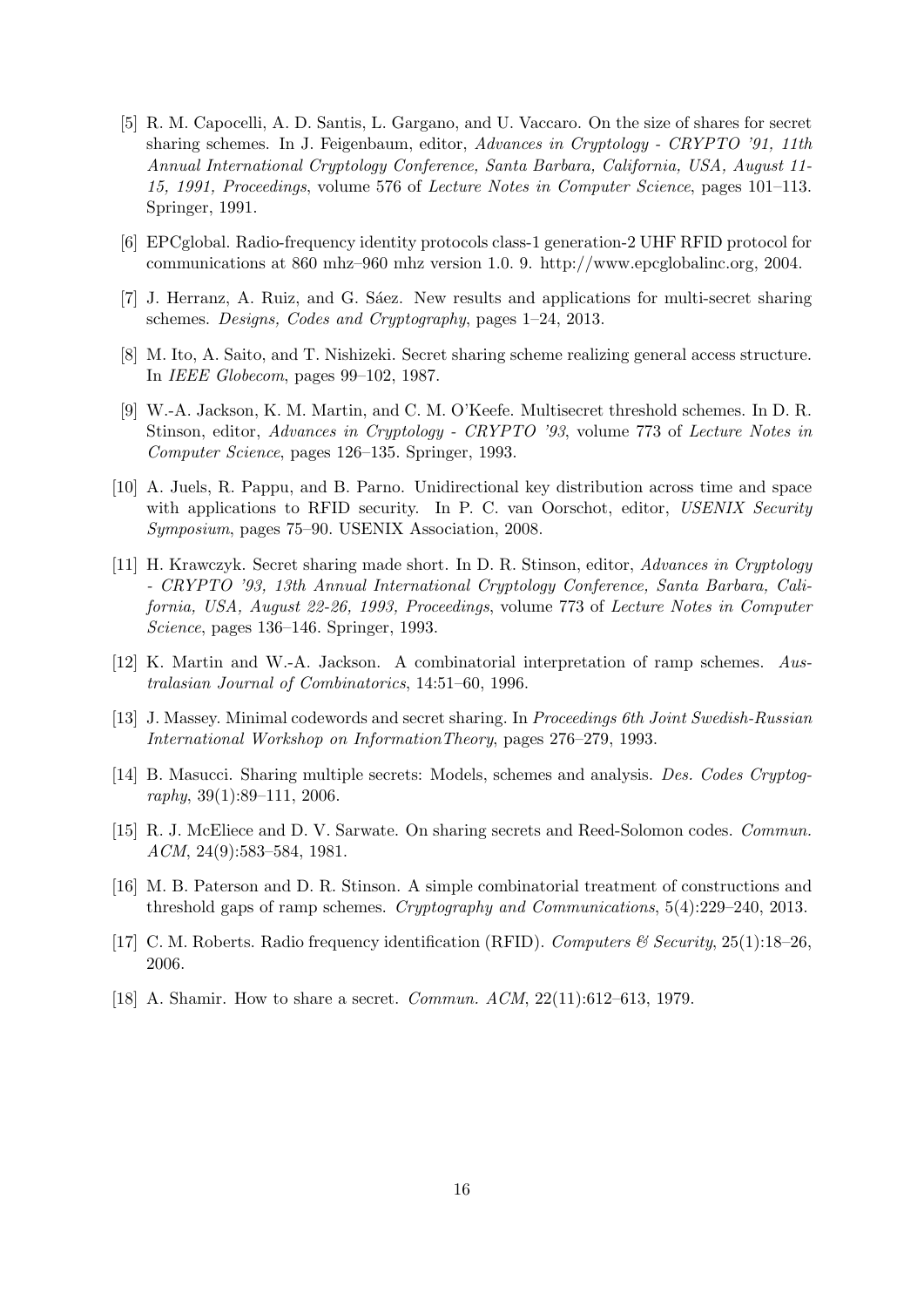[5] R. M. Capocelli, A. D. Santis, L. Gargano, and U. Vaccaro. On the size of shares for secret sharing schemes. In J. Feigenbaum, editor, *Advances in Cryptology - CRYPTO '91, 11th Annual International Cryptology Conference, Santa Barbara, California, USA, August 11-15, 1991, Proceedings*, volume 576 of *Lecture Notes in Computer Science*, pages 101–113. Springer, 1991.

[6] EPCglobal. Radio-frequency identity protocols class-1 generation-2 UHF RFID protocol for communications at 860 mhz–960 mhz version 1.0. 9. http://www.epcglobalinc.org, 2004.

[7] J. Herranz, A. Ruiz, and G. Sáez. New results and applications for multi-secret sharing schemes. *Designs, Codes and Cryptography*, pages 1–24, 2013.

[8] M. Ito, A. Saito, and T. Nishizeki. Secret sharing scheme realizing general access structure. In *IEEE Globecom*, pages 99–102, 1987.

[9] W.-A. Jackson, K. M. Martin, and C. M. O'Keefe. Multisecret threshold schemes. In D. R. Stinson, editor, *Advances in Cryptology - CRYPTO '93*, volume 773 of *Lecture Notes in Computer Science*, pages 126–135. Springer, 1993.

[10] A. Juels, R. Pappu, and B. Parno. Unidirectional key distribution across time and space with applications to RFID security. In P. C. van Oorschot, editor, *USENIX Security Symposium*, pages 75–90. USENIX Association, 2008.

[11] H. Krawczyk. Secret sharing made short. In D. R. Stinson, editor, *Advances in Cryptology - CRYPTO '93, 13th Annual International Cryptology Conference, Santa Barbara, California, USA, August 22-26, 1993, Proceedings*, volume 773 of *Lecture Notes in Computer Science*, pages 136–146. Springer, 1993.

[12] K. Martin and W.-A. Jackson. A combinatorial interpretation of ramp schemes. *Australasian Journal of Combinatorics*, 14:51–60, 1996.

[13] J. Massey. Minimal codewords and secret sharing. In *Proceedings 6th Joint Swedish-Russian International Workshop on InformationTheory*, pages 276–279, 1993.

[14] B. Masucci. Sharing multiple secrets: Models, schemes and analysis. *Des. Codes Cryptography*, 39(1):89–111, 2006.

[15] R. J. McEliece and D. V. Sarwate. On sharing secrets and Reed-Solomon codes. *Commun. ACM*, 24(9):583–584, 1981.

[16] M. B. Paterson and D. R. Stinson. A simple combinatorial treatment of constructions and threshold gaps of ramp schemes. *Cryptography and Communications*, 5(4):229–240, 2013.

[17] C. M. Roberts. Radio frequency identification (RFID). *Computers & Security*, 25(1):18–26, 2006.

[18] A. Shamir. How to share a secret. *Commun. ACM*, 22(11):612–613, 1979.